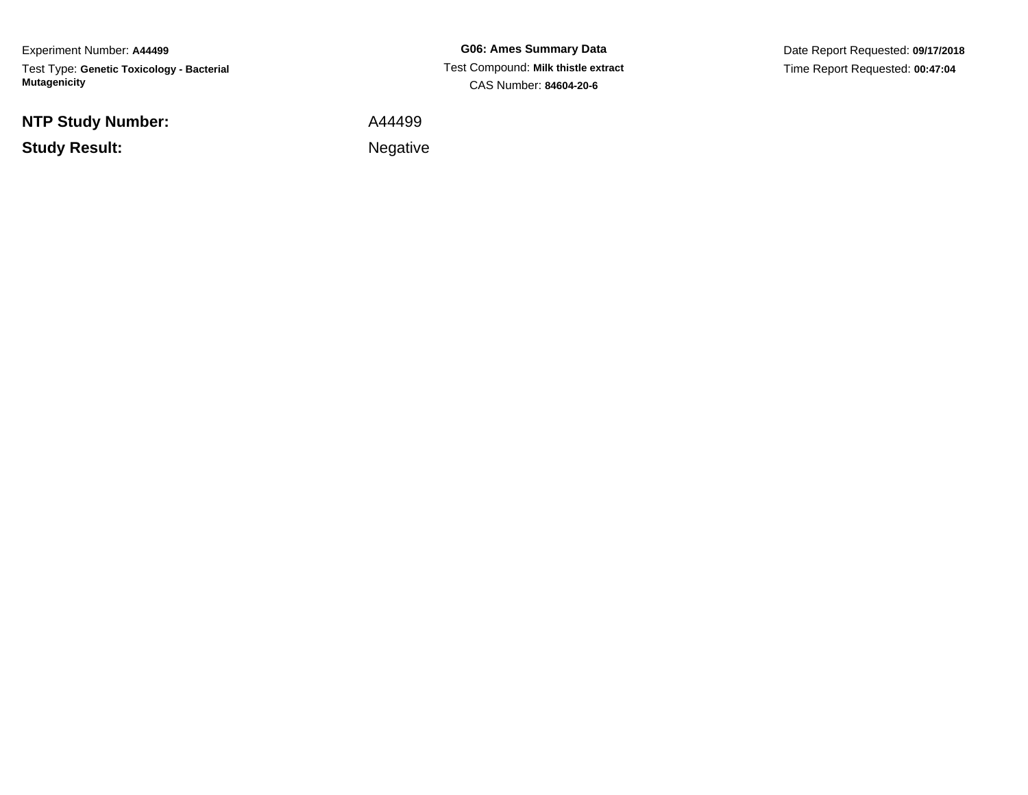Experiment Number: **A44499**

Test Type: **Genetic Toxicology - Bacterial Mutagenicity**

**G06: Ames Summary Data**

Test Compound: **Milk thistle extract**

CAS Number: **84604-20-6**

Date Report Requested: **09/17/2018**

Time Report Requested: **00:47:04**

| | |
|---|---|
| **NTP Study Number:** | A44499 |
| **Study Result:** | Negative |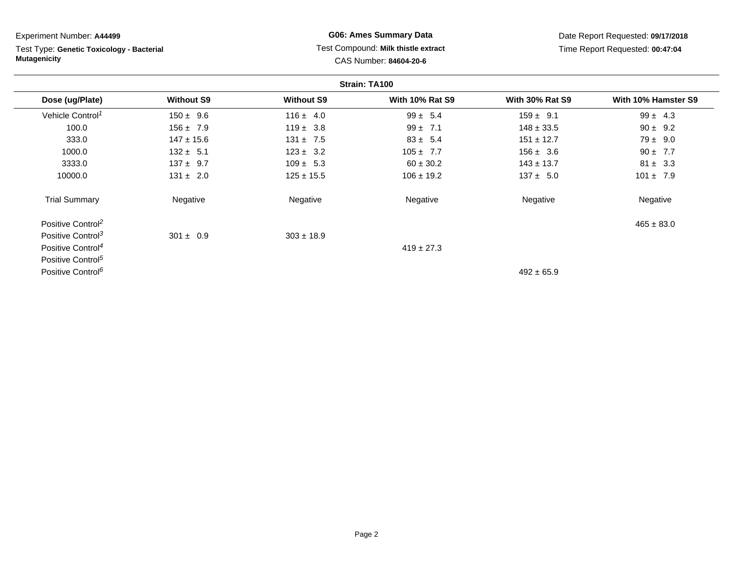Experiment Number: **A44499**

Test Type: **Genetic Toxicology - Bacterial Mutagenicity**

**G06: Ames Summary Data**

Test Compound: **Milk thistle extract**

CAS Number: **84604-20-6**

Date Report Requested: **09/17/2018**

Time Report Requested: **00:47:04**

**Strain: TA100**

| Dose (ug/Plate) | Without S9 | Without S9 | With 10% Rat S9 | With 30% Rat S9 | With 10% Hamster S9 |
|---|---|---|---|---|---|
| Vehicle Control[1] | 150 ± 9.6 | 116 ± 4.0 | 99 ± 5.4 | 159 ± 9.1 | 99 ± 4.3 |
| 100.0 | 156 ± 7.9 | 119 ± 3.8 | 99 ± 7.1 | 148 ± 33.5 | 90 ± 9.2 |
| 333.0 | 147 ± 15.6 | 131 ± 7.5 | 83 ± 5.4 | 151 ± 12.7 | 79 ± 9.0 |
| 1000.0 | 132 ± 5.1 | 123 ± 3.2 | 105 ± 7.7 | 156 ± 3.6 | 90 ± 7.7 |
| 3333.0 | 137 ± 9.7 | 109 ± 5.3 | 60 ± 30.2 | 143 ± 13.7 | 81 ± 3.3 |
| 10000.0 | 131 ± 2.0 | 125 ± 15.5 | 106 ± 19.2 | 137 ± 5.0 | 101 ± 7.9 |
| Trial Summary | Negative | Negative | Negative | Negative | Negative |
| Positive Control[2] | | | | | 465 ± 83.0 |
| Positive Control[3] | 301 ± 0.9 | 303 ± 18.9 | | | |
| Positive Control[4] | | | 419 ± 27.3 | | |
| Positive Control[5] | | | | | |
| Positive Control[6] | | | | 492 ± 65.9 | |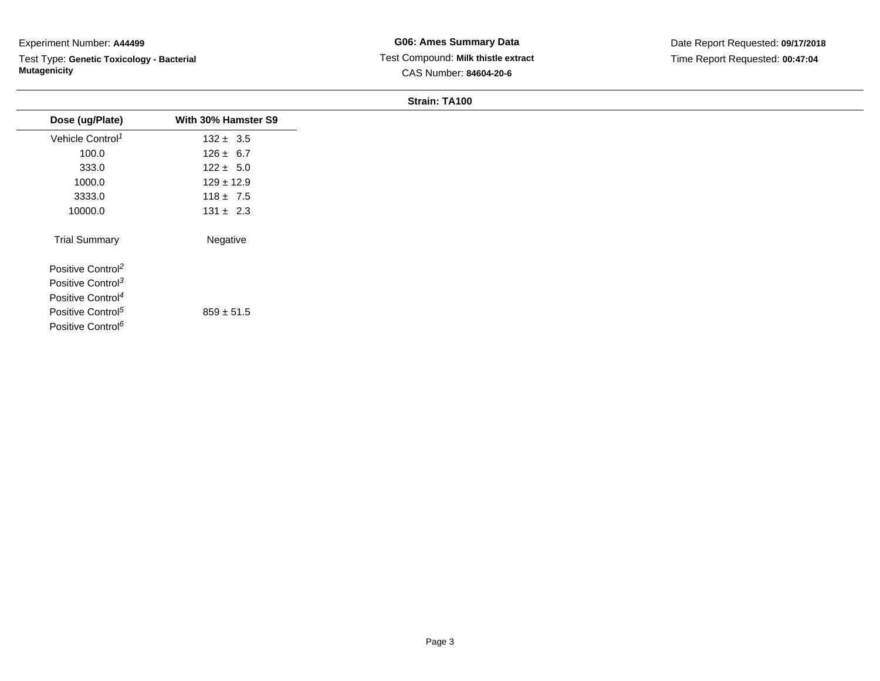Experiment Number: **A44499**

Test Type: **Genetic Toxicology - Bacterial Mutagenicity**

**G06: Ames Summary Data**

Test Compound: **Milk thistle extract**

CAS Number: **84604-20-6**

Date Report Requested: **09/17/2018**

Time Report Requested: **00:47:04**

**Strain: TA100**

| Dose (ug/Plate) | With 30% Hamster S9 |
|---|---|
| Vehicle Control[1] | 132 ± 3.5 |
| 100.0 | 126 ± 6.7 |
| 333.0 | 122 ± 5.0 |
| 1000.0 | 129 ± 12.9 |
| 3333.0 | 118 ± 7.5 |
| 10000.0 | 131 ± 2.3 |
| Trial Summary | Negative |
| Positive Control[2] | |
| Positive Control[3] | |
| Positive Control[4] | |
| Positive Control[5] | 859 ± 51.5 |
| Positive Control[6] | |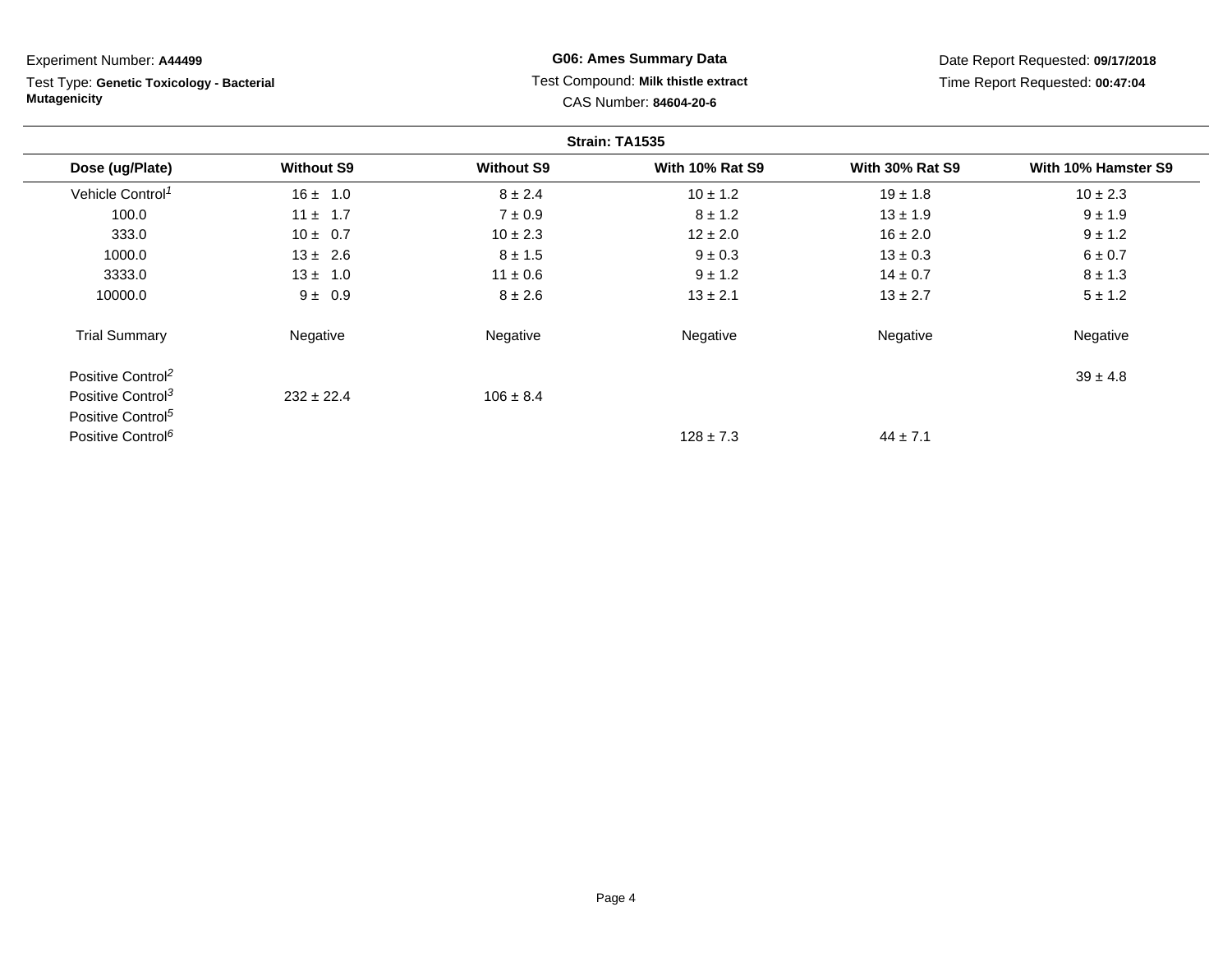Experiment Number: **A44499**

Test Type: **Genetic Toxicology - Bacterial Mutagenicity**

**G06: Ames Summary Data**

Test Compound: **Milk thistle extract**

CAS Number: **84604-20-6**

Date Report Requested: **09/17/2018**

Time Report Requested: **00:47:04**

**Strain: TA1535**

| Dose (ug/Plate) | Without S9 | Without S9 | With 10% Rat S9 | With 30% Rat S9 | With 10% Hamster S9 |
|---|---|---|---|---|---|
| Vehicle Control[1] | 16 ± 1.0 | 8 ± 2.4 | 10 ± 1.2 | 19 ± 1.8 | 10 ± 2.3 |
| 100.0 | 11 ± 1.7 | 7 ± 0.9 | 8 ± 1.2 | 13 ± 1.9 | 9 ± 1.9 |
| 333.0 | 10 ± 0.7 | 10 ± 2.3 | 12 ± 2.0 | 16 ± 2.0 | 9 ± 1.2 |
| 1000.0 | 13 ± 2.6 | 8 ± 1.5 | 9 ± 0.3 | 13 ± 0.3 | 6 ± 0.7 |
| 3333.0 | 13 ± 1.0 | 11 ± 0.6 | 9 ± 1.2 | 14 ± 0.7 | 8 ± 1.3 |
| 10000.0 | 9 ± 0.9 | 8 ± 2.6 | 13 ± 2.1 | 13 ± 2.7 | 5 ± 1.2 |
| Trial Summary | Negative | Negative | Negative | Negative | Negative |
| Positive Control[2] | | | | | 39 ± 4.8 |
| Positive Control[3] | 232 ± 22.4 | 106 ± 8.4 | | | |
| Positive Control[5] | | | | | |
| Positive Control[6] | | | 128 ± 7.3 | 44 ± 7.1 | |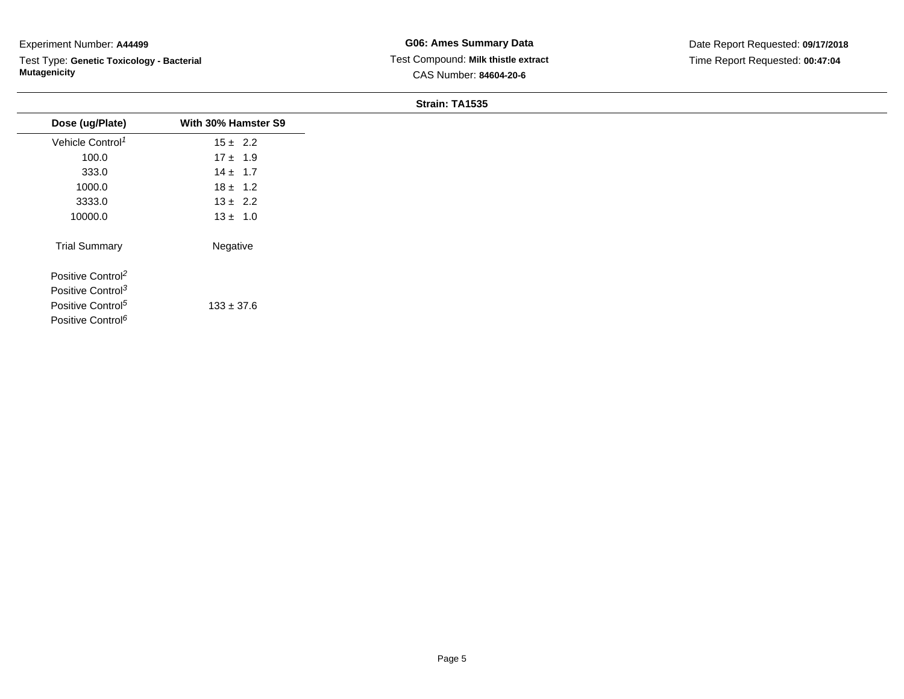Experiment Number: **A44499**

Test Type: **Genetic Toxicology - Bacterial Mutagenicity**

**G06: Ames Summary Data**

Test Compound: **Milk thistle extract**

CAS Number: **84604-20-6**

Date Report Requested: **09/17/2018**

Time Report Requested: **00:47:04**

**Strain: TA1535**

| Dose (ug/Plate) | With 30% Hamster S9 |
|---|---|
| Vehicle Control[1] | 15 ± 2.2 |
| 100.0 | 17 ± 1.9 |
| 333.0 | 14 ± 1.7 |
| 1000.0 | 18 ± 1.2 |
| 3333.0 | 13 ± 2.2 |
| 10000.0 | 13 ± 1.0 |
| Trial Summary | Negative |
| Positive Control[2] | |
| Positive Control[3] | |
| Positive Control[5] | 133 ± 37.6 |
| Positive Control[6] | |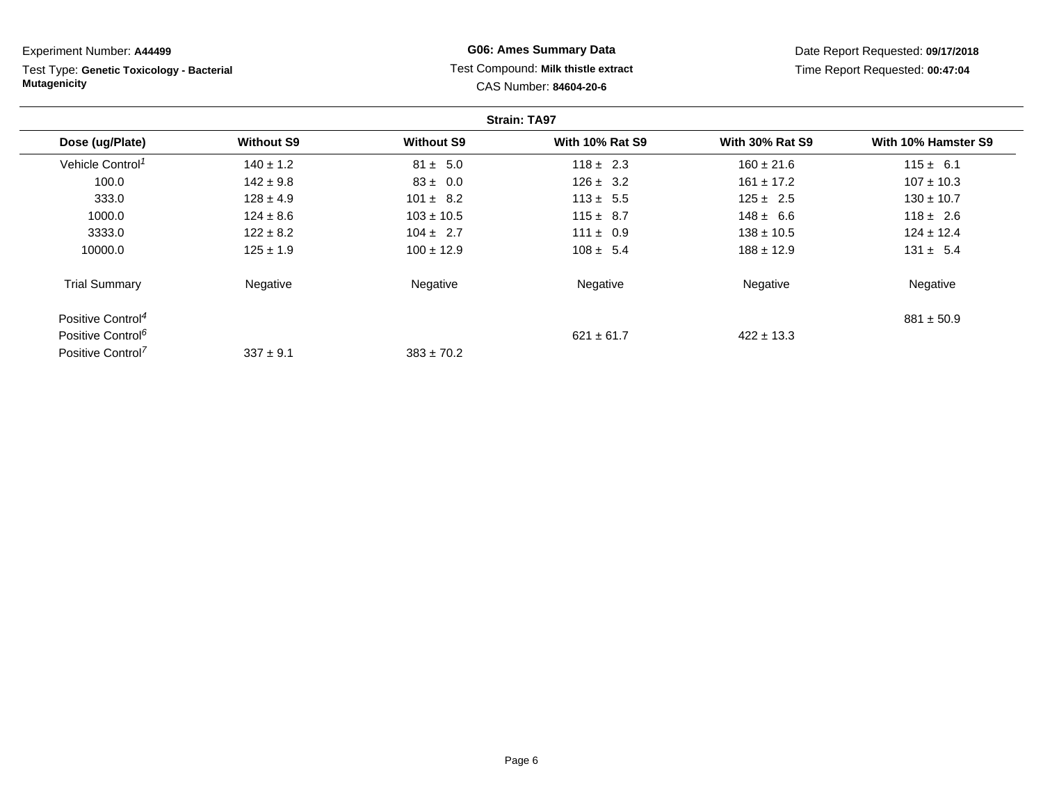Experiment Number: **A44499**

Test Type: **Genetic Toxicology - Bacterial Mutagenicity**

**G06: Ames Summary Data**

Test Compound: **Milk thistle extract**

CAS Number: **84604-20-6**

Date Report Requested: **09/17/2018**

Time Report Requested: **00:47:04**

**Strain: TA97**

| Dose (ug/Plate) | Without S9 | Without S9 | With 10% Rat S9 | With 30% Rat S9 | With 10% Hamster S9 |
|---|---|---|---|---|---|
| Vehicle Control[1] | 140 ± 1.2 | 81 ± 5.0 | 118 ± 2.3 | 160 ± 21.6 | 115 ± 6.1 |
| 100.0 | 142 ± 9.8 | 83 ± 0.0 | 126 ± 3.2 | 161 ± 17.2 | 107 ± 10.3 |
| 333.0 | 128 ± 4.9 | 101 ± 8.2 | 113 ± 5.5 | 125 ± 2.5 | 130 ± 10.7 |
| 1000.0 | 124 ± 8.6 | 103 ± 10.5 | 115 ± 8.7 | 148 ± 6.6 | 118 ± 2.6 |
| 3333.0 | 122 ± 8.2 | 104 ± 2.7 | 111 ± 0.9 | 138 ± 10.5 | 124 ± 12.4 |
| 10000.0 | 125 ± 1.9 | 100 ± 12.9 | 108 ± 5.4 | 188 ± 12.9 | 131 ± 5.4 |
| Trial Summary | Negative | Negative | Negative | Negative | Negative |
| Positive Control[4] | | | | | 881 ± 50.9 |
| Positive Control[6] | | | 621 ± 61.7 | 422 ± 13.3 | |
| Positive Control[7] | 337 ± 9.1 | 383 ± 70.2 | | | |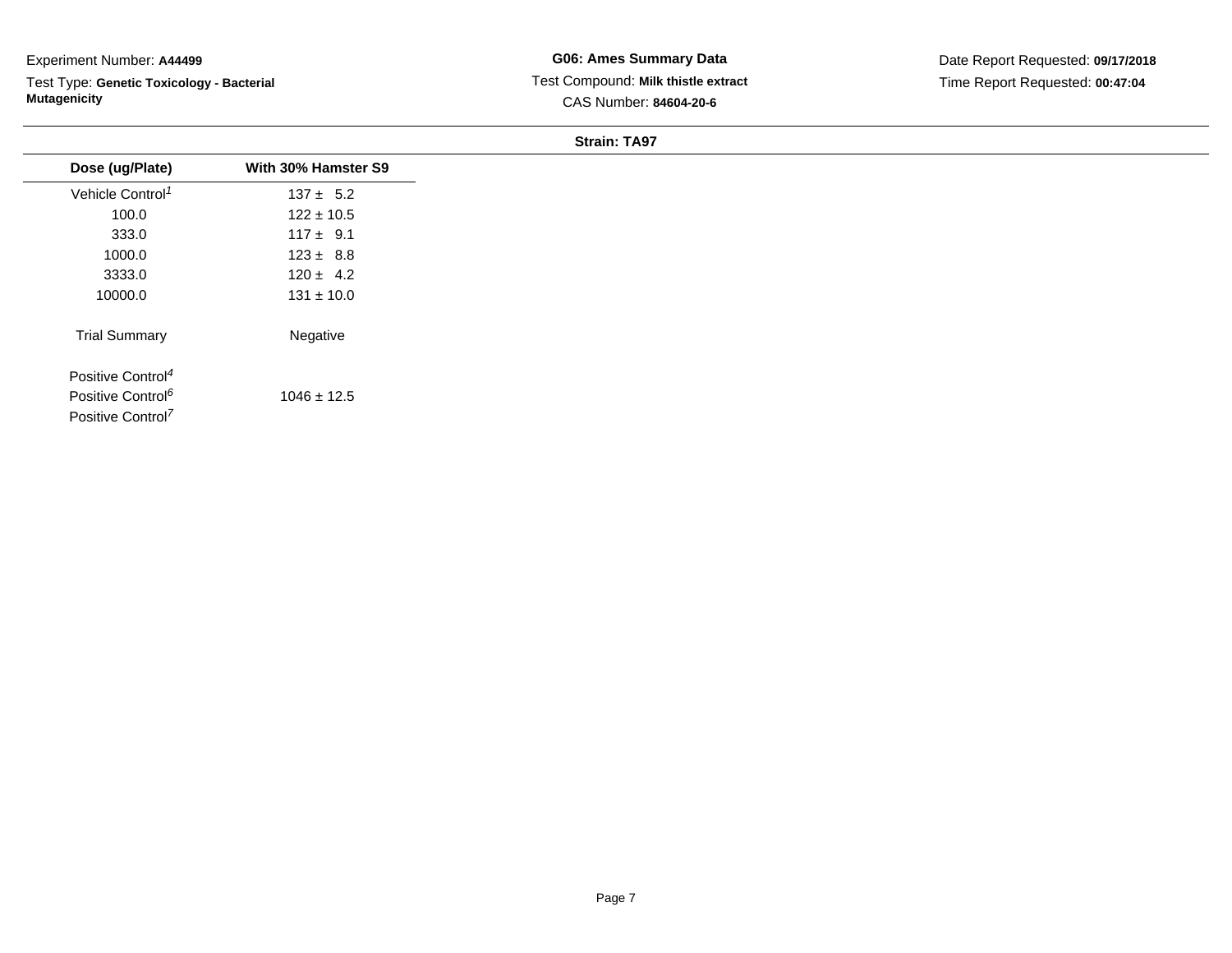Experiment Number: **A44499**

Test Type: **Genetic Toxicology - Bacterial Mutagenicity**

**G06: Ames Summary Data**

Test Compound: **Milk thistle extract**

CAS Number: **84604-20-6**

Date Report Requested: **09/17/2018**

Time Report Requested: **00:47:04**

**Strain: TA97**

| Dose (ug/Plate) | With 30% Hamster S9 |
|---|---|
| Vehicle Control[1] | 137 ± 5.2 |
| 100.0 | 122 ± 10.5 |
| 333.0 | 117 ± 9.1 |
| 1000.0 | 123 ± 8.8 |
| 3333.0 | 120 ± 4.2 |
| 10000.0 | 131 ± 10.0 |
| Trial Summary | Negative |
| Positive Control[4] | |
| Positive Control[6] | 1046 ± 12.5 |
| Positive Control[7] | |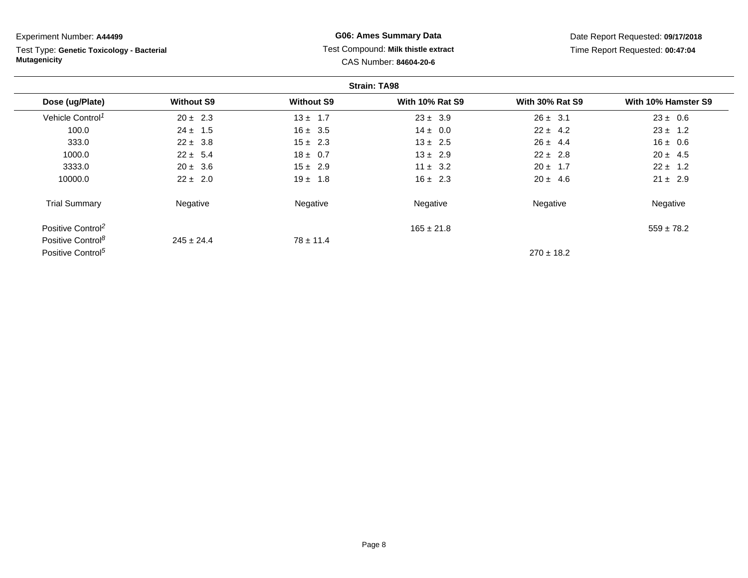Experiment Number: **A44499**

Test Type: **Genetic Toxicology - Bacterial Mutagenicity**

**G06: Ames Summary Data**

Test Compound: **Milk thistle extract**

CAS Number: **84604-20-6**

Date Report Requested: **09/17/2018**

Time Report Requested: **00:47:04**

**Strain: TA98**

| Dose (ug/Plate) | Without S9 | Without S9 | With 10% Rat S9 | With 30% Rat S9 | With 10% Hamster S9 |
|---|---|---|---|---|---|
| Vehicle Control[1] | 20 ± 2.3 | 13 ± 1.7 | 23 ± 3.9 | 26 ± 3.1 | 23 ± 0.6 |
| 100.0 | 24 ± 1.5 | 16 ± 3.5 | 14 ± 0.0 | 22 ± 4.2 | 23 ± 1.2 |
| 333.0 | 22 ± 3.8 | 15 ± 2.3 | 13 ± 2.5 | 26 ± 4.4 | 16 ± 0.6 |
| 1000.0 | 22 ± 5.4 | 18 ± 0.7 | 13 ± 2.9 | 22 ± 2.8 | 20 ± 4.5 |
| 3333.0 | 20 ± 3.6 | 15 ± 2.9 | 11 ± 3.2 | 20 ± 1.7 | 22 ± 1.2 |
| 10000.0 | 22 ± 2.0 | 19 ± 1.8 | 16 ± 2.3 | 20 ± 4.6 | 21 ± 2.9 |
| Trial Summary | Negative | Negative | Negative | Negative | Negative |
| Positive Control[2] | | | 165 ± 21.8 | | 559 ± 78.2 |
| Positive Control[8] | 245 ± 24.4 | 78 ± 11.4 | | | |
| Positive Control[5] | | | | 270 ± 18.2 | |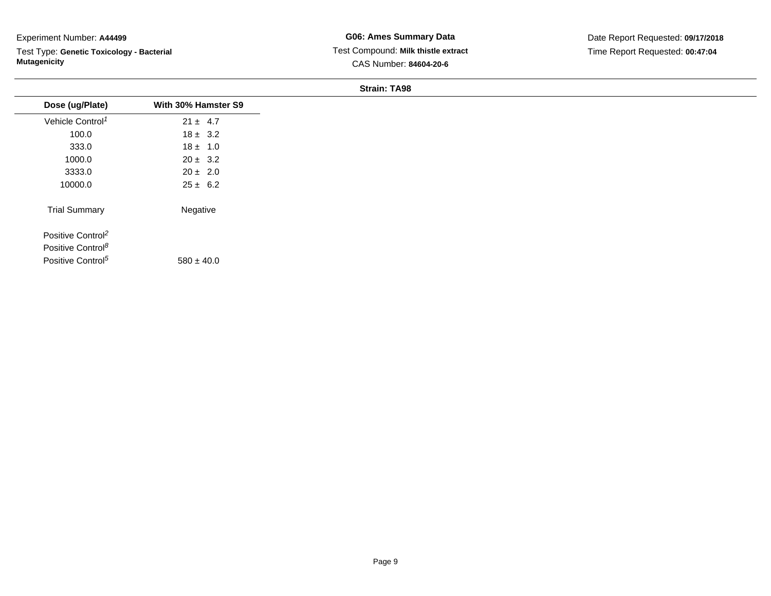Experiment Number: **A44499**

Test Type: **Genetic Toxicology - Bacterial Mutagenicity**

**G06: Ames Summary Data**

Test Compound: **Milk thistle extract**

CAS Number: **84604-20-6**

Date Report Requested: **09/17/2018**

Time Report Requested: **00:47:04**

**Strain: TA98**

| Dose (ug/Plate) | With 30% Hamster S9 |
|---|---|
| Vehicle Control[1] | 21 ± 4.7 |
| 100.0 | 18 ± 3.2 |
| 333.0 | 18 ± 1.0 |
| 1000.0 | 20 ± 3.2 |
| 3333.0 | 20 ± 2.0 |
| 10000.0 | 25 ± 6.2 |
| Trial Summary | Negative |
| Positive Control[2] | |
| Positive Control[8] | |
| Positive Control[5] | 580 ± 40.0 |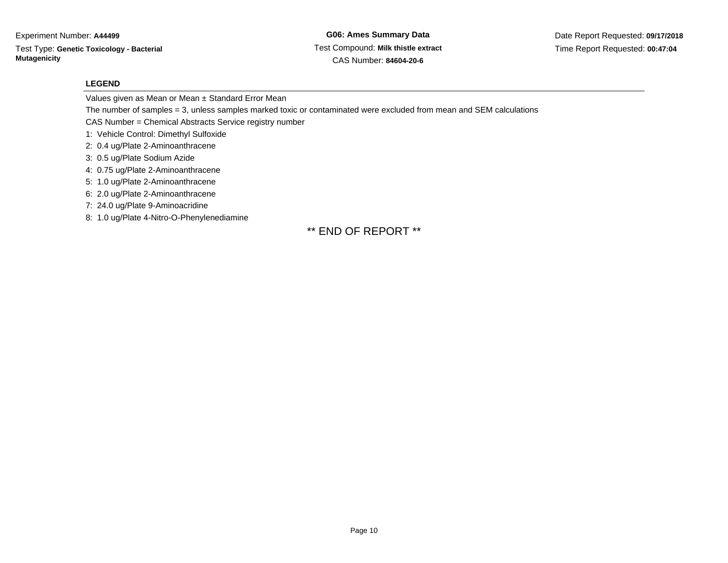Experiment Number: **A44499**

Test Type: **Genetic Toxicology - Bacterial Mutagenicity**

**G06: Ames Summary Data**

Test Compound: **Milk thistle extract**

CAS Number: **84604-20-6**

Date Report Requested: **09/17/2018**

Time Report Requested: **00:47:04**

**LEGEND**

Values given as Mean or Mean ± Standard Error Mean

The number of samples = 3, unless samples marked toxic or contaminated were excluded from mean and SEM calculations

CAS Number = Chemical Abstracts Service registry number

1: Vehicle Control: Dimethyl Sulfoxide

2: 0.4 ug/Plate 2-Aminoanthracene

3: 0.5 ug/Plate Sodium Azide

4: 0.75 ug/Plate 2-Aminoanthracene

5: 1.0 ug/Plate 2-Aminoanthracene

6: 2.0 ug/Plate 2-Aminoanthracene

7: 24.0 ug/Plate 9-Aminoacridine

8: 1.0 ug/Plate 4-Nitro-O-Phenylenediamine

** END OF REPORT **